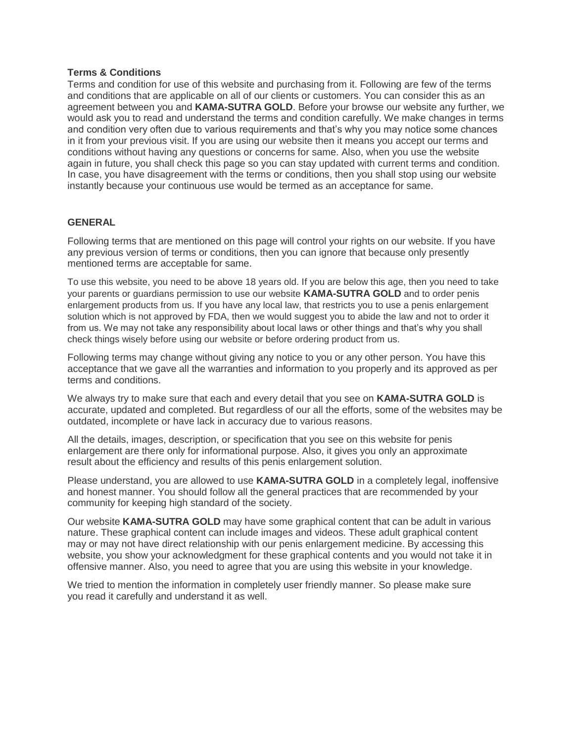**Terms & Conditions**

Terms and condition for use of this website and purchasing from it. Following are few of the terms and conditions that are applicable on all of our clients or customers. You can consider this as an agreement between you and **KAMA-SUTRA GOLD**. Before your browse our website any further, we would ask you to read and understand the terms and condition carefully. We make changes in terms and condition very often due to various requirements and that's why you may notice some chances in it from your previous visit. If you are using our website then it means you accept our terms and conditions without having any questions or concerns for same. Also, when you use the website again in future, you shall check this page so you can stay updated with current terms and condition. In case, you have disagreement with the terms or conditions, then you shall stop using our website instantly because your continuous use would be termed as an acceptance for same.

**GENERAL**

Following terms that are mentioned on this page will control your rights on our website. If you have any previous version of terms or conditions, then you can ignore that because only presently mentioned terms are acceptable for same.

To use this website, you need to be above 18 years old. If you are below this age, then you need to take your parents or guardians permission to use our website **KAMA-SUTRA GOLD** and to order penis enlargement products from us. If you have any local law, that restricts you to use a penis enlargement solution which is not approved by FDA, then we would suggest you to abide the law and not to order it from us. We may not take any responsibility about local laws or other things and that's why you shall check things wisely before using our website or before ordering product from us.

Following terms may change without giving any notice to you or any other person. You have this acceptance that we gave all the warranties and information to you properly and its approved as per terms and conditions.

We always try to make sure that each and every detail that you see on **KAMA-SUTRA GOLD** is accurate, updated and completed. But regardless of our all the efforts, some of the websites may be outdated, incomplete or have lack in accuracy due to various reasons.

All the details, images, description, or specification that you see on this website for penis enlargement are there only for informational purpose. Also, it gives you only an approximate result about the efficiency and results of this penis enlargement solution.

Please understand, you are allowed to use **KAMA-SUTRA GOLD** in a completely legal, inoffensive and honest manner. You should follow all the general practices that are recommended by your community for keeping high standard of the society.

Our website **KAMA-SUTRA GOLD** may have some graphical content that can be adult in various nature. These graphical content can include images and videos. These adult graphical content may or may not have direct relationship with our penis enlargement medicine. By accessing this website, you show your acknowledgment for these graphical contents and you would not take it in offensive manner. Also, you need to agree that you are using this website in your knowledge.

We tried to mention the information in completely user friendly manner. So please make sure you read it carefully and understand it as well.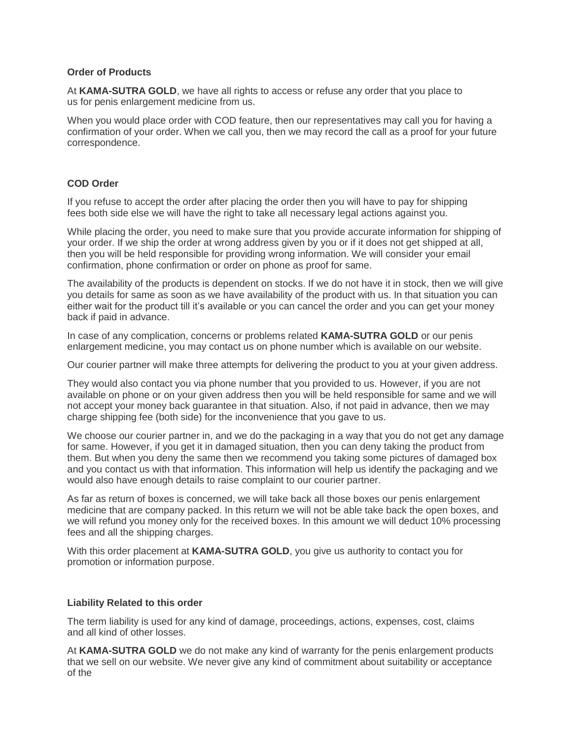### Order of Products

At **KAMA-SUTRA GOLD**, we have all rights to access or refuse any order that you place to us for penis enlargement medicine from us.

When you would place order with COD feature, then our representatives may call you for having a confirmation of your order. When we call you, then we may record the call as a proof for your future correspondence.

### COD Order

If you refuse to accept the order after placing the order then you will have to pay for shipping fees both side else we will have the right to take all necessary legal actions against you.

While placing the order, you need to make sure that you provide accurate information for shipping of your order. If we ship the order at wrong address given by you or if it does not get shipped at all, then you will be held responsible for providing wrong information. We will consider your email confirmation, phone confirmation or order on phone as proof for same.

The availability of the products is dependent on stocks. If we do not have it in stock, then we will give you details for same as soon as we have availability of the product with us. In that situation you can either wait for the product till it's available or you can cancel the order and you can get your money back if paid in advance.

In case of any complication, concerns or problems related **KAMA-SUTRA GOLD** or our penis enlargement medicine, you may contact us on phone number which is available on our website.

Our courier partner will make three attempts for delivering the product to you at your given address.

They would also contact you via phone number that you provided to us. However, if you are not available on phone or on your given address then you will be held responsible for same and we will not accept your money back guarantee in that situation. Also, if not paid in advance, then we may charge shipping fee (both side) for the inconvenience that you gave to us.

We choose our courier partner in, and we do the packaging in a way that you do not get any damage for same. However, if you get it in damaged situation, then you can deny taking the product from them. But when you deny the same then we recommend you taking some pictures of damaged box and you contact us with that information. This information will help us identify the packaging and we would also have enough details to raise complaint to our courier partner.

As far as return of boxes is concerned, we will take back all those boxes our penis enlargement medicine that are company packed. In this return we will not be able take back the open boxes, and we will refund you money only for the received boxes. In this amount we will deduct 10% processing fees and all the shipping charges.

With this order placement at **KAMA-SUTRA GOLD**, you give us authority to contact you for promotion or information purpose.

### Liability Related to this order

The term liability is used for any kind of damage, proceedings, actions, expenses, cost, claims and all kind of other losses.

At **KAMA-SUTRA GOLD** we do not make any kind of warranty for the penis enlargement products that we sell on our website. We never give any kind of commitment about suitability or acceptance of the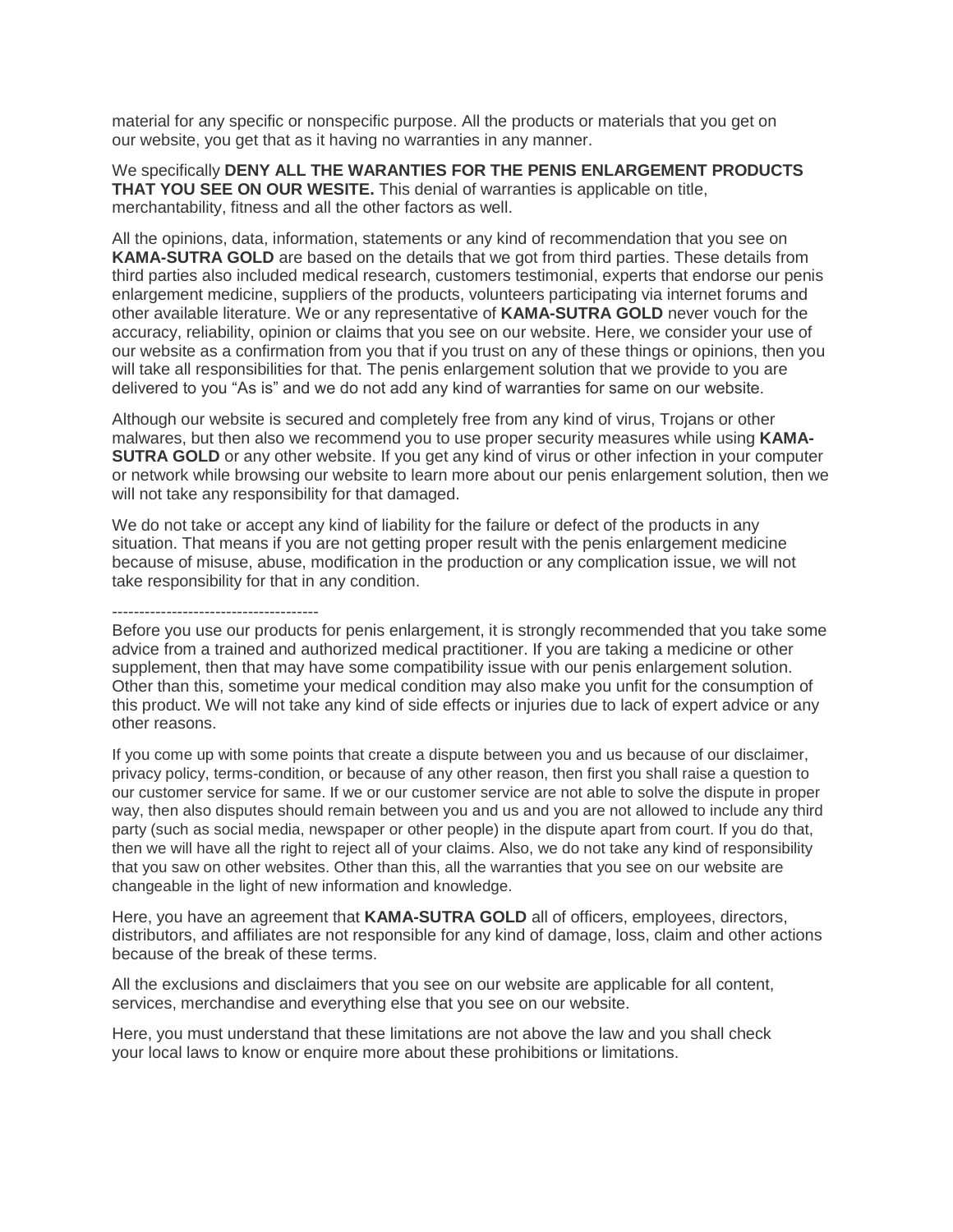material for any specific or nonspecific purpose. All the products or materials that you get on our website, you get that as it having no warranties in any manner.

We specifically **DENY ALL THE WARANTIES FOR THE PENIS ENLARGEMENT PRODUCTS THAT YOU SEE ON OUR WESITE.** This denial of warranties is applicable on title, merchantability, fitness and all the other factors as well.

All the opinions, data, information, statements or any kind of recommendation that you see on **KAMA-SUTRA GOLD** are based on the details that we got from third parties. These details from third parties also included medical research, customers testimonial, experts that endorse our penis enlargement medicine, suppliers of the products, volunteers participating via internet forums and other available literature. We or any representative of **KAMA-SUTRA GOLD** never vouch for the accuracy, reliability, opinion or claims that you see on our website. Here, we consider your use of our website as a confirmation from you that if you trust on any of these things or opinions, then you will take all responsibilities for that. The penis enlargement solution that we provide to you are delivered to you "As is" and we do not add any kind of warranties for same on our website.

Although our website is secured and completely free from any kind of virus, Trojans or other malwares, but then also we recommend you to use proper security measures while using **KAMA-SUTRA GOLD** or any other website. If you get any kind of virus or other infection in your computer or network while browsing our website to learn more about our penis enlargement solution, then we will not take any responsibility for that damaged.

We do not take or accept any kind of liability for the failure or defect of the products in any situation. That means if you are not getting proper result with the penis enlargement medicine because of misuse, abuse, modification in the production or any complication issue, we will not take responsibility for that in any condition.

--------------------------------------

Before you use our products for penis enlargement, it is strongly recommended that you take some advice from a trained and authorized medical practitioner. If you are taking a medicine or other supplement, then that may have some compatibility issue with our penis enlargement solution. Other than this, sometime your medical condition may also make you unfit for the consumption of this product. We will not take any kind of side effects or injuries due to lack of expert advice or any other reasons.

If you come up with some points that create a dispute between you and us because of our disclaimer, privacy policy, terms-condition, or because of any other reason, then first you shall raise a question to our customer service for same. If we or our customer service are not able to solve the dispute in proper way, then also disputes should remain between you and us and you are not allowed to include any third party (such as social media, newspaper or other people) in the dispute apart from court. If you do that, then we will have all the right to reject all of your claims. Also, we do not take any kind of responsibility that you saw on other websites. Other than this, all the warranties that you see on our website are changeable in the light of new information and knowledge.

Here, you have an agreement that **KAMA-SUTRA GOLD** all of officers, employees, directors, distributors, and affiliates are not responsible for any kind of damage, loss, claim and other actions because of the break of these terms.

All the exclusions and disclaimers that you see on our website are applicable for all content, services, merchandise and everything else that you see on our website.

Here, you must understand that these limitations are not above the law and you shall check your local laws to know or enquire more about these prohibitions or limitations.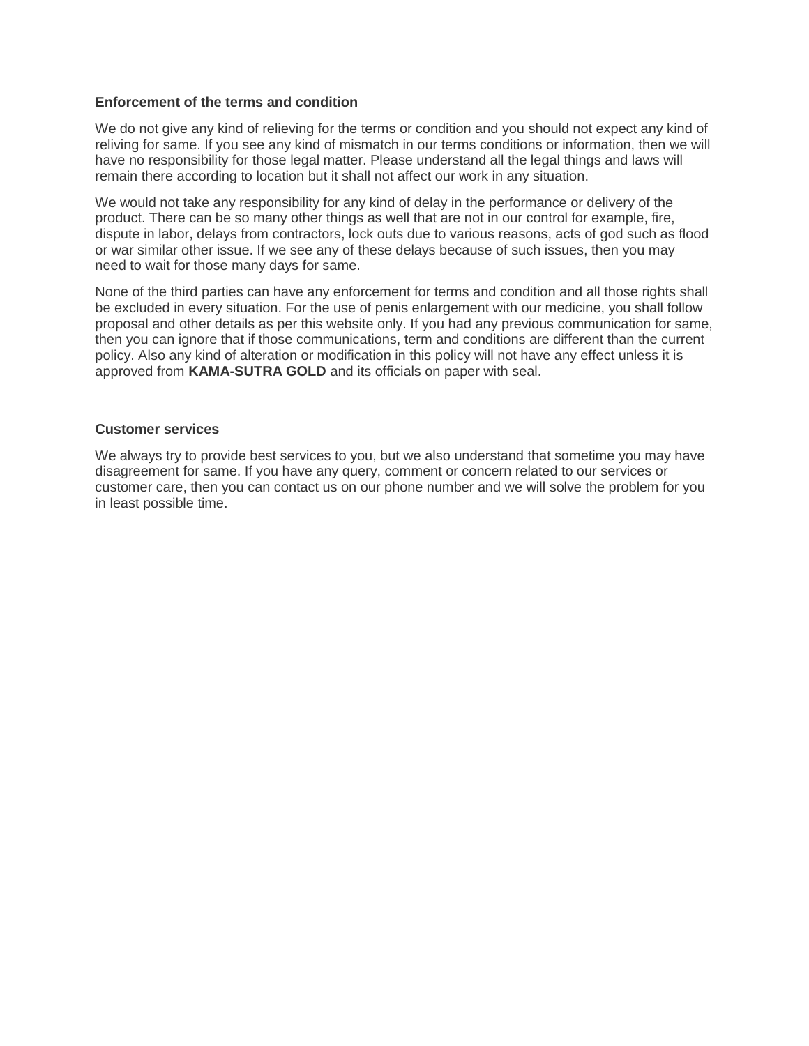**Enforcement of the terms and condition**

We do not give any kind of relieving for the terms or condition and you should not expect any kind of reliving for same. If you see any kind of mismatch in our terms conditions or information, then we will have no responsibility for those legal matter. Please understand all the legal things and laws will remain there according to location but it shall not affect our work in any situation.

We would not take any responsibility for any kind of delay in the performance or delivery of the product. There can be so many other things as well that are not in our control for example, fire, dispute in labor, delays from contractors, lock outs due to various reasons, acts of god such as flood or war similar other issue. If we see any of these delays because of such issues, then you may need to wait for those many days for same.

None of the third parties can have any enforcement for terms and condition and all those rights shall be excluded in every situation. For the use of penis enlargement with our medicine, you shall follow proposal and other details as per this website only. If you had any previous communication for same, then you can ignore that if those communications, term and conditions are different than the current policy. Also any kind of alteration or modification in this policy will not have any effect unless it is approved from **KAMA-SUTRA GOLD** and its officials on paper with seal.

**Customer services**

We always try to provide best services to you, but we also understand that sometime you may have disagreement for same. If you have any query, comment or concern related to our services or customer care, then you can contact us on our phone number and we will solve the problem for you in least possible time.